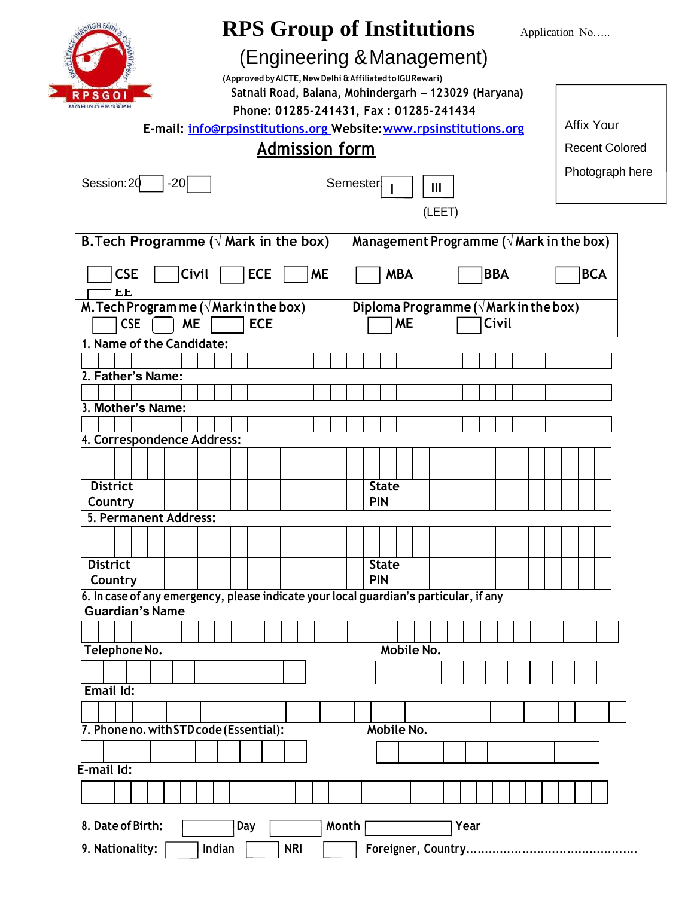# RPS Group of Institutions

Application No…..

## (Engineering & Management)

(Approved by AICTE, New Delhi & Affiliated to IGU Rewari)

Satnali Road, Balana, Mohindergarh – 123029 (Haryana)

Phone: 01285-241431, Fax : 01285-241434

E-mail: info@rpsinstitutions.org Website: www.rpsinstitutions.org

Affix Your Recent Colored Photograph here

## Admission form

Session: 20 ☐ -20 ☐ Semester ☐ I ☐ III (LEET)

| B.Tech Programme (√ Mark in the box) | Management Programme (√ Mark in the box) |
|---|---|
| ☐ CSE ☐ Civil ☐ ECE ☐ ME ☐ EE | ☐ MBA ☐ BBA ☐ BCA |
| M.Tech Program me (√ Mark in the box) ☐ CSE ☐ ME ☐ ECE | Diploma Programme (√ Mark in the box) ☐ ME ☐ Civil |

1. Name of the Candidate:

2. Father's Name:

3. Mother's Name:

4. Correspondence Address:

| District | | State | |
|---|---|---|---|
| Country | | PIN | |

5. Permanent Address:

| District | | State | |
|---|---|---|---|
| Country | | PIN | |

6. In case of any emergency, please indicate your local guardian's particular, if any

Guardian's Name

Telephone No. Mobile No.

Email Id:

7. Phone no. with STD code (Essential): Mobile No.

E-mail Id:

8. Date of Birth: ☐ Day ☐ Month ☐ Year

9. Nationality: ☐ Indian ☐ NRI ☐ Foreigner, Country.............................................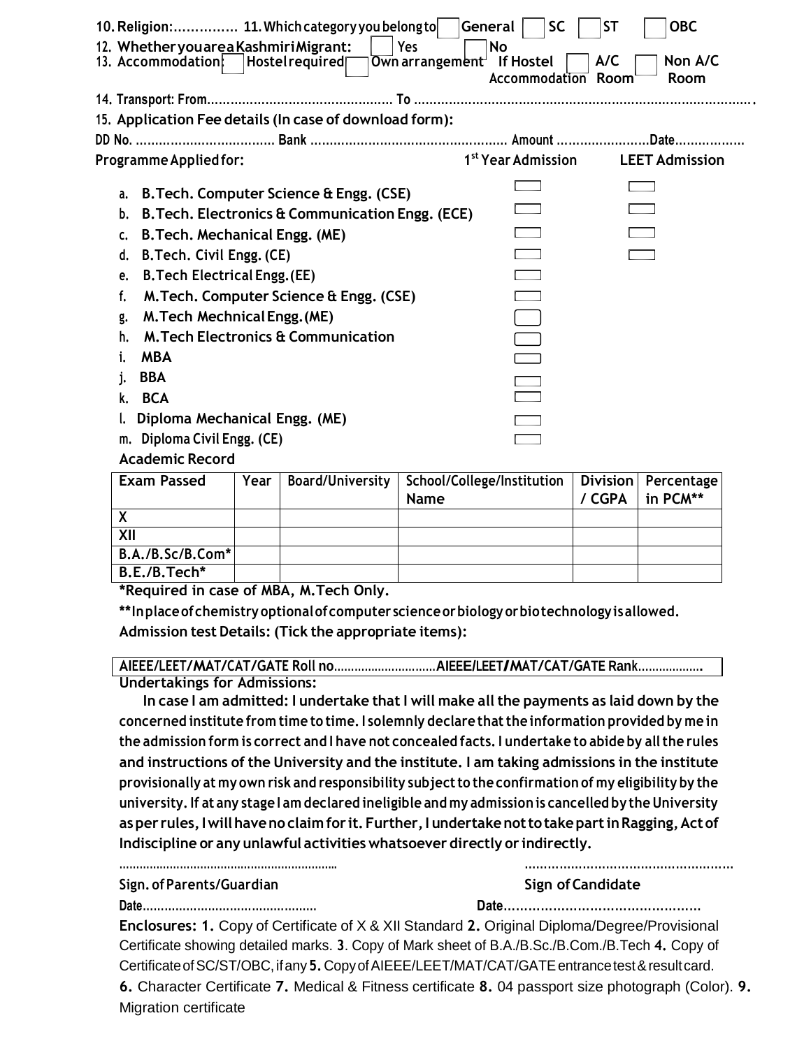**10. Religion:............... 11. Which category you belong to** ☐ **General** ☐ **SC** ☐ **ST** ☐ **OBC**

**12. Whether you are a Kashmiri Migrant:** ☐ **Yes** ☐ **No**

**13. Accommodation:** ☐ **Hostel required** ☐ **Own arrangement** **If Hostel Accommodation** ☐ **A/C Room** ☐ **Non A/C Room**

**14. Transport: From................................................ To .......................................................................................**

**15. Application Fee details (In case of download form):**

**DD No. ................................... Bank .................................................. Amount ........................Date..................**

| Programme Applied for: | 1st Year Admission | LEET Admission |
|---|---|---|
| a. B.Tech. Computer Science & Engg. (CSE) | ☐ | ☐ |
| b. B.Tech. Electronics & Communication Engg. (ECE) | ☐ | ☐ |
| c. B.Tech. Mechanical Engg. (ME) | ☐ | ☐ |
| d. B.Tech. Civil Engg. (CE) | ☐ | ☐ |
| e. B.Tech Electrical Engg. (EE) | ☐ | |
| f. M.Tech. Computer Science & Engg. (CSE) | ☐ | |
| g. M.Tech Mechnical Engg. (ME) | ☐ | |
| h. M.Tech Electronics & Communication | ☐ | |
| i. MBA | ☐ | |
| j. BBA | ☐ | |
| k. BCA | ☐ | |
| l. Diploma Mechanical Engg. (ME) | ☐ | |
| m. Diploma Civil Engg. (CE) | ☐ | |

**Academic Record**

| Exam Passed | Year | Board/University | School/College/Institution Name | Division / CGPA | Percentage in PCM** |
|---|---|---|---|---|---|
| X | | | | | |
| XII | | | | | |
| B.A./B.Sc/B.Com* | | | | | |
| B.E./B.Tech* | | | | | |

***Required in case of MBA, M.Tech Only.**

****In place of chemistry optional of computer science or biology or bio technology is allowed.**

**Admission test Details: (Tick the appropriate items):**

**AIEEE/LEET/MAT/CAT/GATE Roll no..............................AIEEE/LEET/MAT/CAT/GATE Rank..................**

**Undertakings for Admissions:**

**In case I am admitted: I undertake that I will make all the payments as laid down by the concerned institute from time to time. I solemnly declare that the information provided by me in the admission form is correct and I have not concealed facts. I undertake to abide by all the rules and instructions of the University and the institute. I am taking admissions in the institute provisionally at my own risk and responsibility subject to the confirmation of my eligibility by the university. If at any stage I am declared ineligible and my admission is cancelled by the University as per rules, I will have no claim for it. Further, I undertake not to take part in Ragging, Act of Indiscipline or any unlawful activities whatsoever directly or indirectly.**

................................................................ ....................................................

**Sign. of Parents/Guardian** **Sign of Candidate**

**Date................................................ Date................................................**

**Enclosures: 1.** Copy of Certificate of X & XII Standard **2.** Original Diploma/Degree/Provisional Certificate showing detailed marks. **3**. Copy of Mark sheet of B.A./B.Sc./B.Com./B.Tech **4.** Copy of Certificate of SC/ST/OBC, if any **5.** Copy of AIEEE/LEET/MAT/CAT/GATE entrance test & result card. **6.** Character Certificate **7.** Medical & Fitness certificate **8.** 04 passport size photograph (Color). **9.** Migration certificate